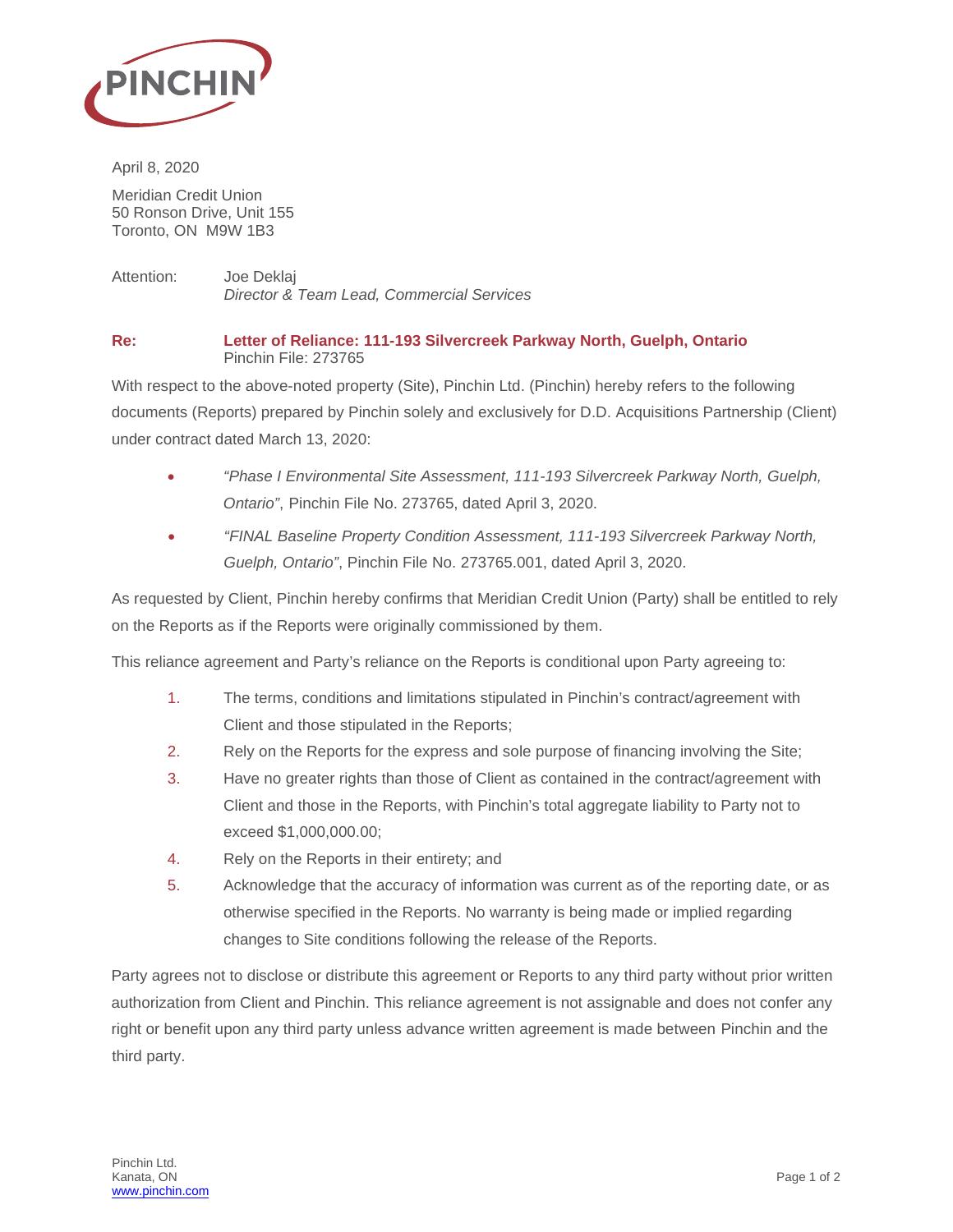April 8, 2020

Meridian Credit Union
50 Ronson Drive, Unit 155
Toronto, ON  M9W 1B3

Attention: Joe Deklaj
*Director & Team Lead, Commercial Services*

**Re: Letter of Reliance: 111-193 Silvercreek Parkway North, Guelph, Ontario**
Pinchin File: 273765

With respect to the above-noted property (Site), Pinchin Ltd. (Pinchin) hereby refers to the following documents (Reports) prepared by Pinchin solely and exclusively for D.D. Acquisitions Partnership (Client) under contract dated March 13, 2020:

- *"Phase I Environmental Site Assessment, 111-193 Silvercreek Parkway North, Guelph, Ontario"*, Pinchin File No. 273765, dated April 3, 2020.
- *"FINAL Baseline Property Condition Assessment, 111-193 Silvercreek Parkway North, Guelph, Ontario"*, Pinchin File No. 273765.001, dated April 3, 2020.

As requested by Client, Pinchin hereby confirms that Meridian Credit Union (Party) shall be entitled to rely on the Reports as if the Reports were originally commissioned by them.

This reliance agreement and Party's reliance on the Reports is conditional upon Party agreeing to:

1. The terms, conditions and limitations stipulated in Pinchin's contract/agreement with Client and those stipulated in the Reports;
2. Rely on the Reports for the express and sole purpose of financing involving the Site;
3. Have no greater rights than those of Client as contained in the contract/agreement with Client and those in the Reports, with Pinchin's total aggregate liability to Party not to exceed $1,000,000.00;
4. Rely on the Reports in their entirety; and
5. Acknowledge that the accuracy of information was current as of the reporting date, or as otherwise specified in the Reports. No warranty is being made or implied regarding changes to Site conditions following the release of the Reports.

Party agrees not to disclose or distribute this agreement or Reports to any third party without prior written authorization from Client and Pinchin. This reliance agreement is not assignable and does not confer any right or benefit upon any third party unless advance written agreement is made between Pinchin and the third party.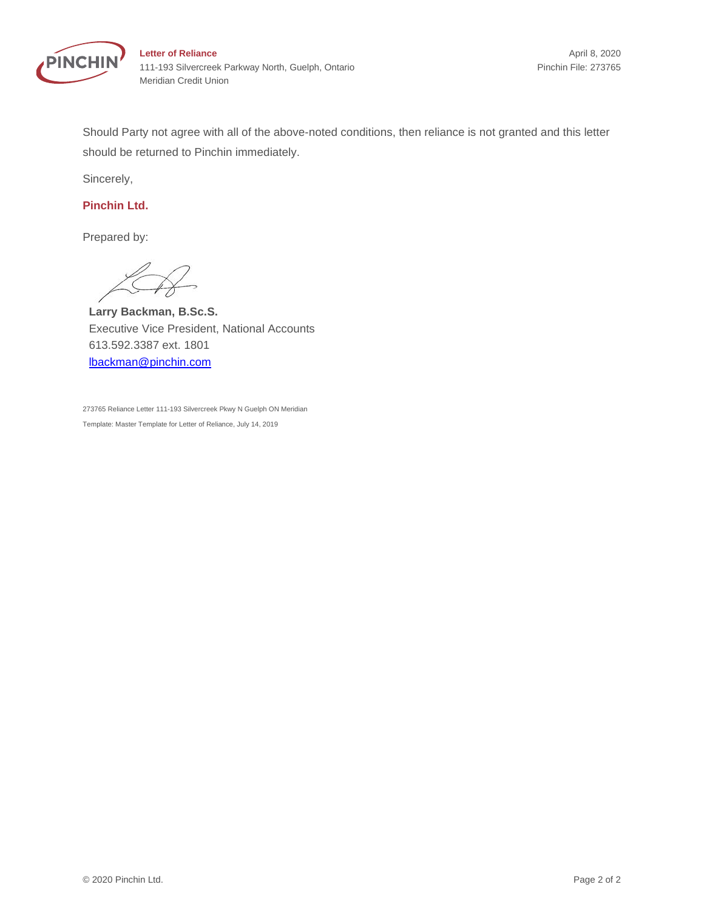Should Party not agree with all of the above-noted conditions, then reliance is not granted and this letter should be returned to Pinchin immediately.

Sincerely,

**Pinchin Ltd.**

Prepared by:

**Larry Backman, B.Sc.S.**
Executive Vice President, National Accounts
613.592.3387 ext. 1801
lbackman@pinchin.com

273765 Reliance Letter 111-193 Silvercreek Pkwy N Guelph ON Meridian

Template: Master Template for Letter of Reliance, July 14, 2019